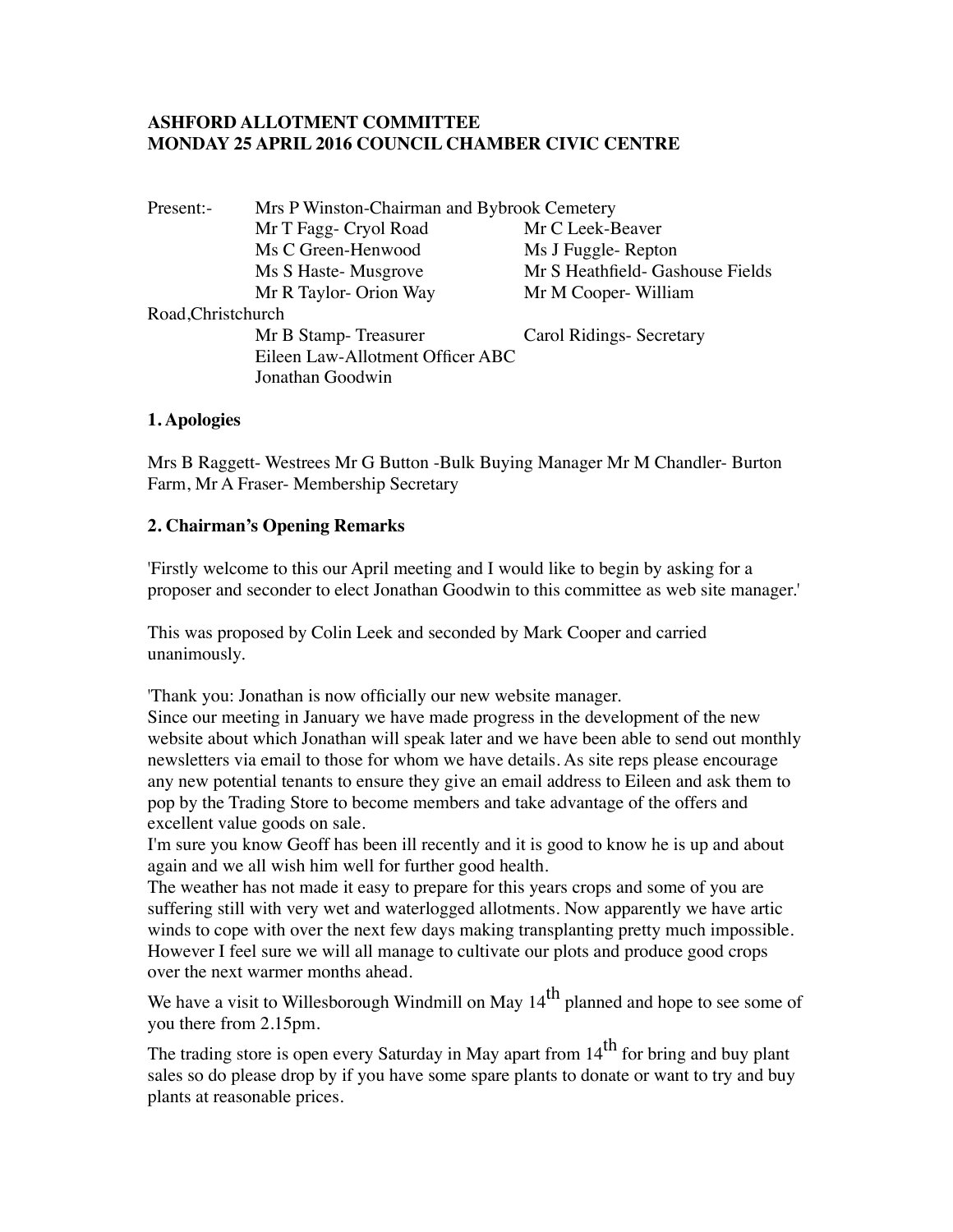**ASHFORD ALLOTMENT COMMITTEE**
**MONDAY 25 APRIL 2016 COUNCIL CHAMBER CIVIC CENTRE**

Present:- Mrs P Winston-Chairman and Bybrook Cemetery
Mr T Fagg- Cryol Road | Mr C Leek-Beaver
Ms C Green-Henwood | Ms J Fuggle- Repton
Ms S Haste- Musgrove | Mr S Heathfield- Gashouse Fields
Mr R Taylor- Orion Way | Mr M Cooper- William Road,Christchurch
Mr B Stamp- Treasurer | Carol Ridings- Secretary
Eileen Law-Allotment Officer ABC
Jonathan Goodwin

**1. Apologies**

Mrs B Raggett- Westrees Mr G Button -Bulk Buying Manager Mr M Chandler- Burton Farm, Mr A Fraser- Membership Secretary

**2. Chairman's Opening Remarks**

'Firstly welcome to this our April meeting and I would like to begin by asking for a proposer and seconder to elect Jonathan Goodwin to this committee as web site manager.'

This was proposed by Colin Leek and seconded by Mark Cooper and carried unanimously.

'Thank you: Jonathan is now officially our new website manager.
Since our meeting in January we have made progress in the development of the new website about which Jonathan will speak later and we have been able to send out monthly newsletters via email to those for whom we have details. As site reps please encourage any new potential tenants to ensure they give an email address to Eileen and ask them to pop by the Trading Store to become members and take advantage of the offers and excellent value goods on sale.
I'm sure you know Geoff has been ill recently and it is good to know he is up and about again and we all wish him well for further good health.
The weather has not made it easy to prepare for this years crops and some of you are suffering still with very wet and waterlogged allotments. Now apparently we have artic winds to cope with over the next few days making transplanting pretty much impossible. However I feel sure we will all manage to cultivate our plots and produce good crops over the next warmer months ahead.

We have a visit to Willesborough Windmill on May 14th planned and hope to see some of you there from 2.15pm.

The trading store is open every Saturday in May apart from 14th for bring and buy plant sales so do please drop by if you have some spare plants to donate or want to try and buy plants at reasonable prices.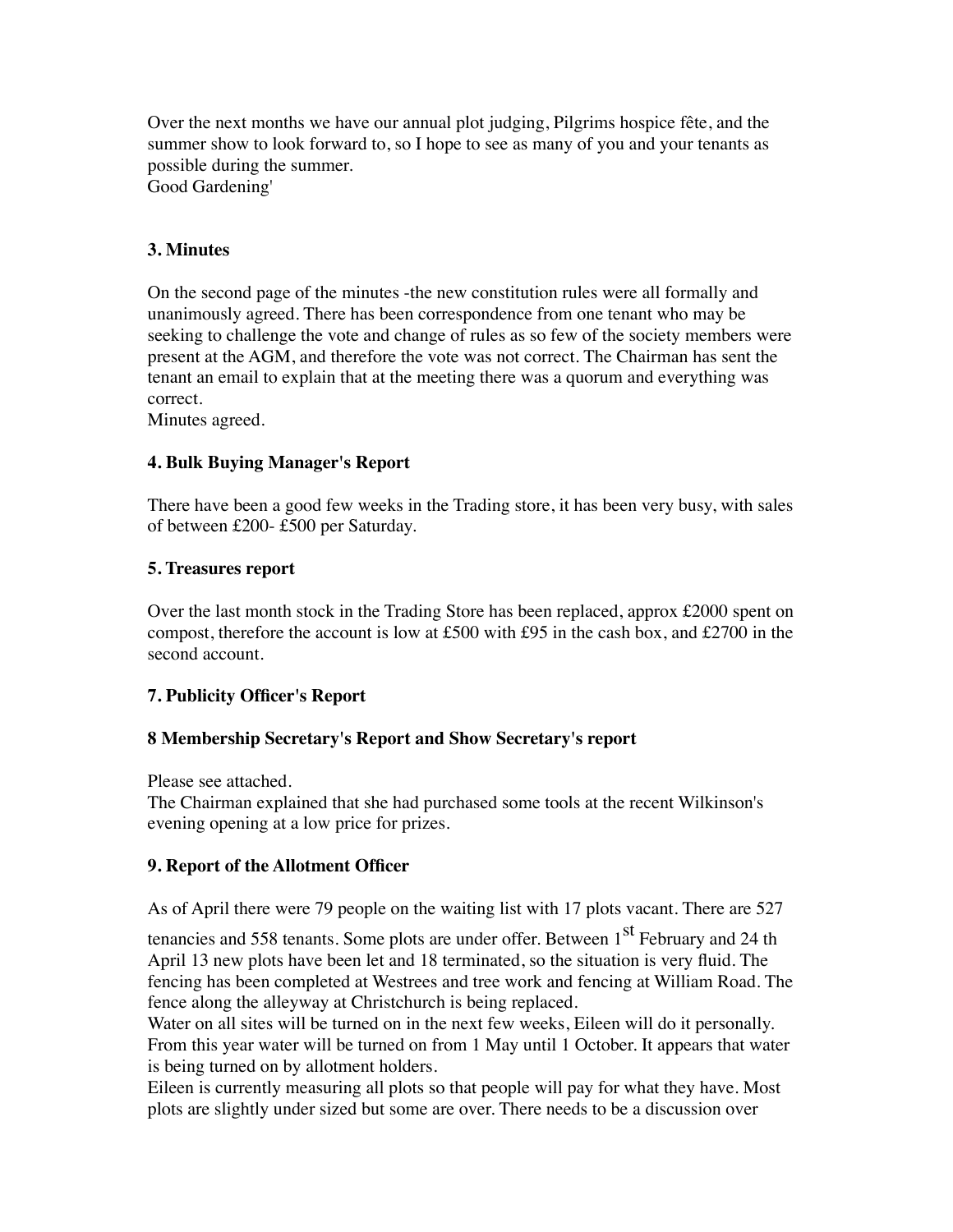Over the next months we have our annual plot judging, Pilgrims hospice fête, and the summer show to look forward to, so I hope to see as many of you and your tenants as possible during the summer.
Good Gardening'

### 3. Minutes

On the second page of the minutes -the new constitution rules were all formally and unanimously agreed. There has been correspondence from one tenant who may be seeking to challenge the vote and change of rules as so few of the society members were present at the AGM, and therefore the vote was not correct. The Chairman has sent the tenant an email to explain that at the meeting there was a quorum and everything was correct.
Minutes agreed.

### 4. Bulk Buying Manager's Report

There have been a good few weeks in the Trading store, it has been very busy, with sales of between £200- £500 per Saturday.

### 5. Treasures report

Over the last month stock in the Trading Store has been replaced, approx £2000 spent on compost, therefore the account is low at £500 with £95 in the cash box, and £2700 in the second account.

### 7. Publicity Officer's Report

### 8 Membership Secretary's Report and Show Secretary's report

Please see attached.
The Chairman explained that she had purchased some tools at the recent Wilkinson's evening opening at a low price for prizes.

### 9. Report of the Allotment Officer

As of April there were 79 people on the waiting list with 17 plots vacant. There are 527 tenancies and 558 tenants. Some plots are under offer. Between 1st February and 24 th April 13 new plots have been let and 18 terminated, so the situation is very fluid. The fencing has been completed at Westrees and tree work and fencing at William Road. The fence along the alleyway at Christchurch is being replaced.
Water on all sites will be turned on in the next few weeks, Eileen will do it personally. From this year water will be turned on from 1 May until 1 October. It appears that water is being turned on by allotment holders.
Eileen is currently measuring all plots so that people will pay for what they have. Most plots are slightly under sized but some are over. There needs to be a discussion over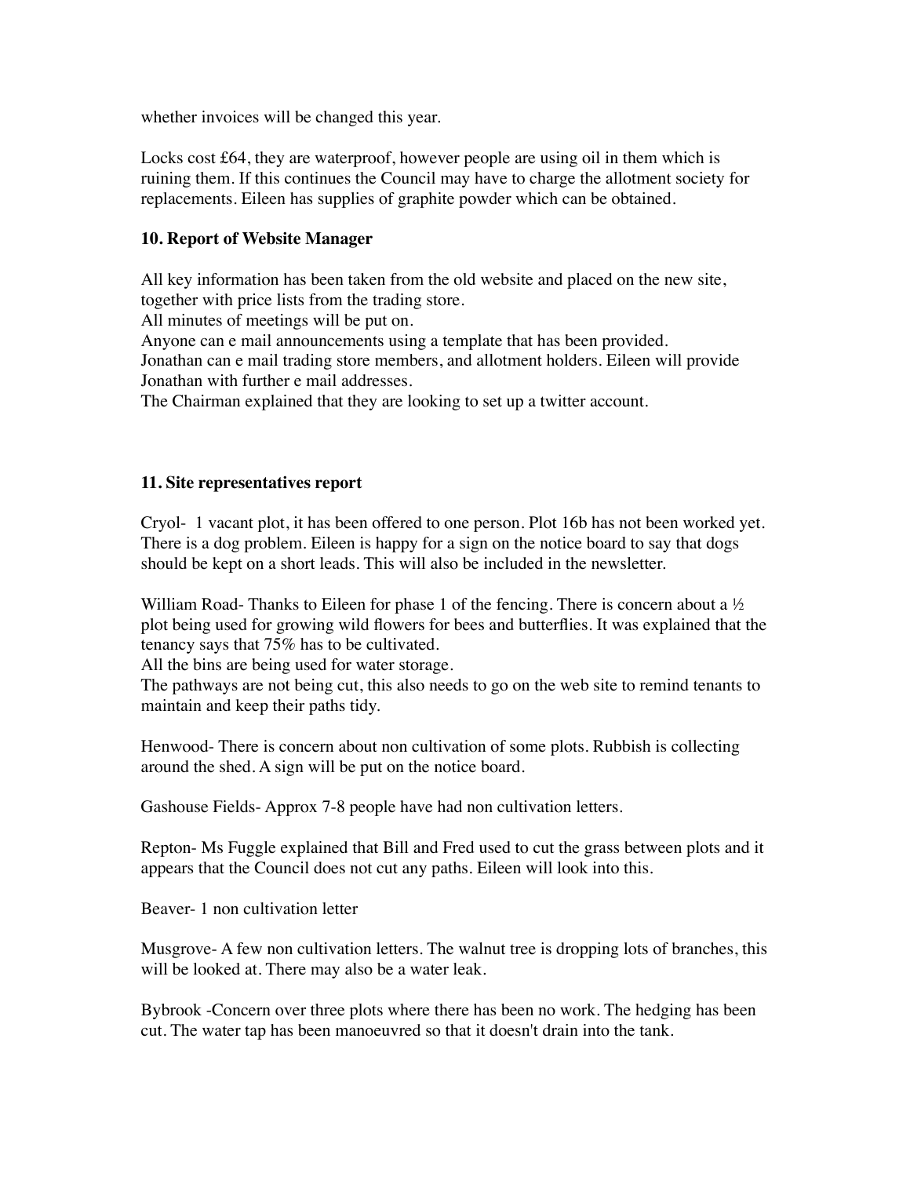whether invoices will be changed this year.

Locks cost £64, they are waterproof, however people are using oil in them which is ruining them. If this continues the Council may have to charge the allotment society for replacements. Eileen has supplies of graphite powder which can be obtained.

**10. Report of Website Manager**

All key information has been taken from the old website and placed on the new site, together with price lists from the trading store.
All minutes of meetings will be put on.
Anyone can e mail announcements using a template that has been provided.
Jonathan can e mail trading store members, and allotment holders. Eileen will provide Jonathan with further e mail addresses.
The Chairman explained that they are looking to set up a twitter account.

**11. Site representatives report**

Cryol- 1 vacant plot, it has been offered to one person. Plot 16b has not been worked yet. There is a dog problem. Eileen is happy for a sign on the notice board to say that dogs should be kept on a short leads. This will also be included in the newsletter.

William Road- Thanks to Eileen for phase 1 of the fencing. There is concern about a ½ plot being used for growing wild flowers for bees and butterflies. It was explained that the tenancy says that 75% has to be cultivated.
All the bins are being used for water storage.
The pathways are not being cut, this also needs to go on the web site to remind tenants to maintain and keep their paths tidy.

Henwood- There is concern about non cultivation of some plots. Rubbish is collecting around the shed. A sign will be put on the notice board.

Gashouse Fields- Approx 7-8 people have had non cultivation letters.

Repton- Ms Fuggle explained that Bill and Fred used to cut the grass between plots and it appears that the Council does not cut any paths. Eileen will look into this.

Beaver- 1 non cultivation letter

Musgrove- A few non cultivation letters. The walnut tree is dropping lots of branches, this will be looked at. There may also be a water leak.

Bybrook -Concern over three plots where there has been no work. The hedging has been cut. The water tap has been manoeuvred so that it doesn't drain into the tank.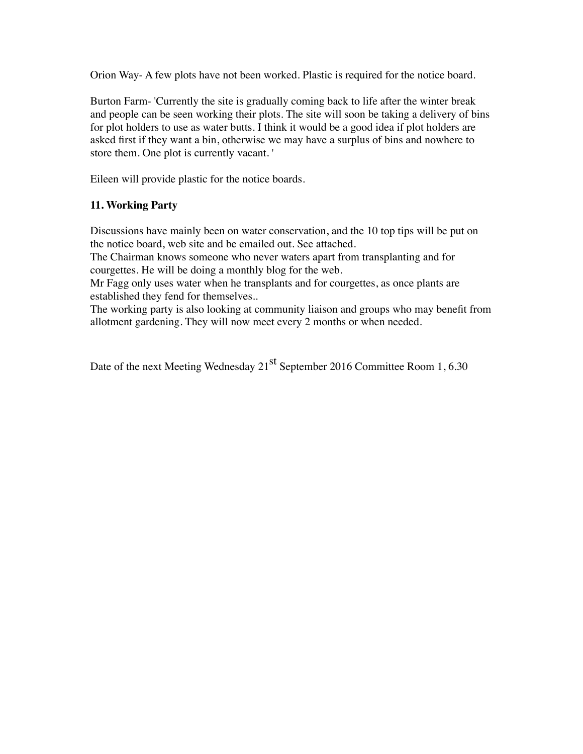Orion Way- A few plots have not been worked. Plastic is required for the notice board.

Burton Farm- 'Currently the site is gradually coming back to life after the winter break and people can be seen working their plots. The site will soon be taking a delivery of bins for plot holders to use as water butts. I think it would be a good idea if plot holders are asked first if they want a bin, otherwise we may have a surplus of bins and nowhere to store them. One plot is currently vacant. '

Eileen will provide plastic for the notice boards.

**11. Working Party**

Discussions have mainly been on water conservation, and the 10 top tips will be put on the notice board, web site and be emailed out. See attached.
The Chairman knows someone who never waters apart from transplanting and for courgettes. He will be doing a monthly blog for the web.
Mr Fagg only uses water when he transplants and for courgettes, as once plants are established they fend for themselves..
The working party is also looking at community liaison and groups who may benefit from allotment gardening. They will now meet every 2 months or when needed.

Date of the next Meeting Wednesday 21st September 2016 Committee Room 1, 6.30